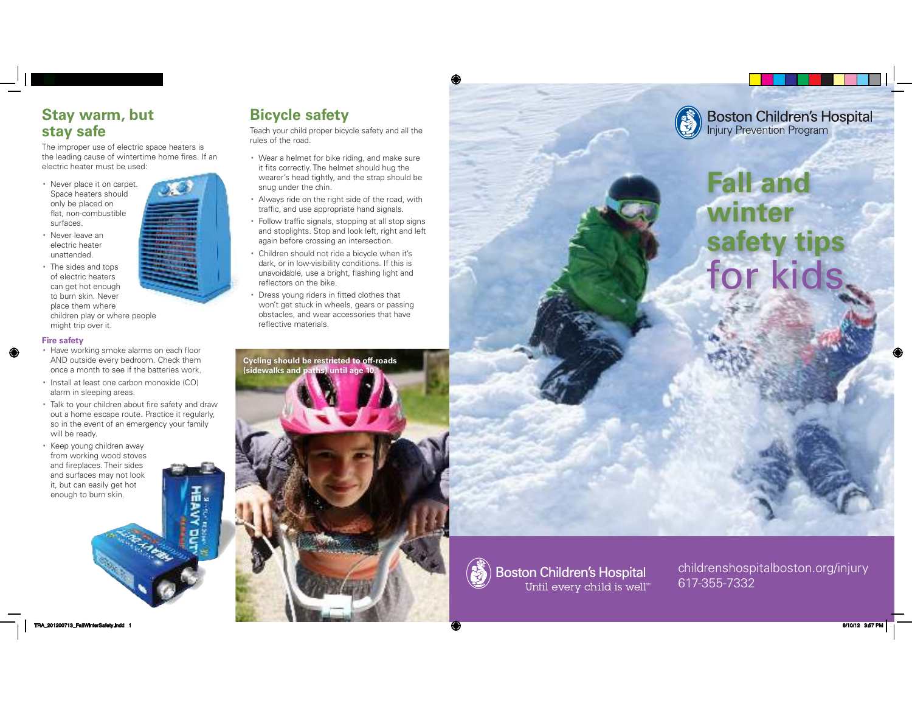## Stay warm, but stay safe

The improper use of electric space heaters is the leading cause of wintertime home fires. If an electric heater must be used:

- Never place it on carpet. Space heaters should only be placed on flat, non-combustible surfaces.
- Never leave an electric heater unattended.
- The sides and tops of electric heaters can get hot enough to burn skin. Never place them where children play or where people might trip over it.

### Fire safety

- Have working smoke alarms on each floor AND outside every bedroom. Check them once a month to see if the batteries work.
- Install at least one carbon monoxide (CO) alarm in sleeping areas.
- Talk to your children about fire safety and draw out a home escape route. Practice it regularly, so in the event of an emergency your family will be ready.
- Keep young children away from working wood stoves and fireplaces. Their sides and surfaces may not look it, but can easily get hot enough to burn skin.

## Bicycle safety

Teach your child proper bicycle safety and all the rules of the road.

- Wear a helmet for bike riding, and make sure it fits correctly. The helmet should hug the wearer's head tightly, and the strap should be snug under the chin.
- Always ride on the right side of the road, with traffic, and use appropriate hand signals.
- Follow traffic signals, stopping at all stop signs and stoplights. Stop and look left, right and left again before crossing an intersection.
- Children should not ride a bicycle when it's dark, or in low-visibility conditions. If this is unavoidable, use a bright, flashing light and reflectors on the bike.
- Dress young riders in fitted clothes that won't get stuck in wheels, gears or passing obstacles, and wear accessories that have reflective materials.

**Cycling should be restricted to off-roads (sidewalks and paths) until age 10.**

Boston Children's Hospital
Injury Prevention Program

# Fall and winter safety tips for kids

Boston Children's Hospital
Until every child is well℠

childrenshospitalboston.org/injury
617-355-7332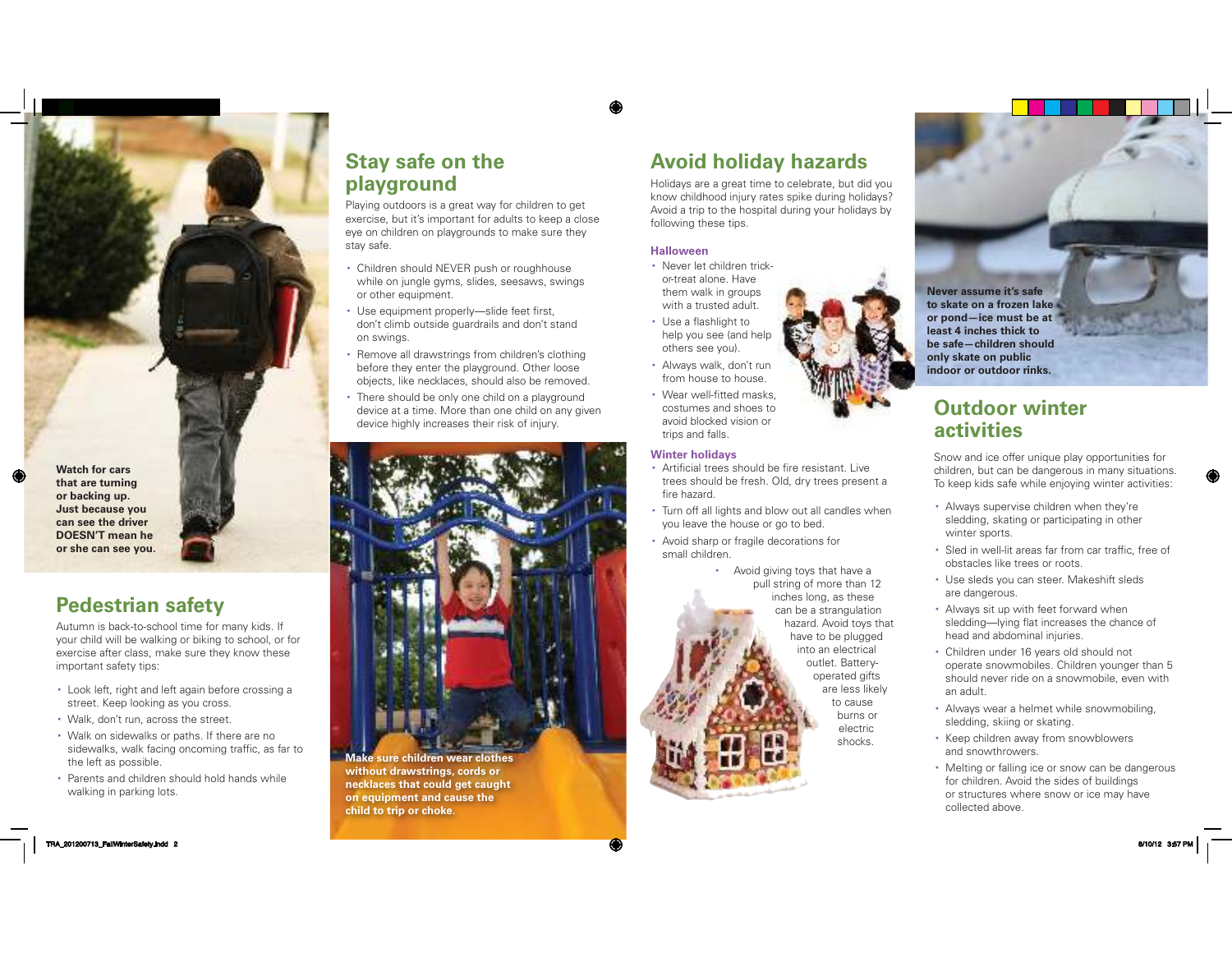**Watch for cars that are turning or backing up. Just because you can see the driver DOESN'T mean he or she can see you.**

## Pedestrian safety

Autumn is back-to-school time for many kids. If your child will be walking or biking to school, or for exercise after class, make sure they know these important safety tips:

- Look left, right and left again before crossing a street. Keep looking as you cross.
- Walk, don't run, across the street.
- Walk on sidewalks or paths. If there are no sidewalks, walk facing oncoming traffic, as far to the left as possible.
- Parents and children should hold hands while walking in parking lots.

## Stay safe on the playground

Playing outdoors is a great way for children to get exercise, but it's important for adults to keep a close eye on children on playgrounds to make sure they stay safe.

- Children should NEVER push or roughhouse while on jungle gyms, slides, seesaws, swings or other equipment.
- Use equipment properly—slide feet first, don't climb outside guardrails and don't stand on swings.
- Remove all drawstrings from children's clothing before they enter the playground. Other loose objects, like necklaces, should also be removed.
- There should be only one child on a playground device at a time. More than one child on any given device highly increases their risk of injury.

**Make sure children wear clothes without drawstrings, cords or necklaces that could get caught on equipment and cause the child to trip or choke.**

## Avoid holiday hazards

Holidays are a great time to celebrate, but did you know childhood injury rates spike during holidays? Avoid a trip to the hospital during your holidays by following these tips.

### Halloween

- Never let children trick-or-treat alone. Have them walk in groups with a trusted adult.
- Use a flashlight to help you see (and help others see you).
- Always walk, don't run from house to house.
- Wear well-fitted masks, costumes and shoes to avoid blocked vision or trips and falls.

### Winter holidays

- Artificial trees should be fire resistant. Live trees should be fresh. Old, dry trees present a fire hazard.
- Turn off all lights and blow out all candles when you leave the house or go to bed.
- Avoid sharp or fragile decorations for small children.
- Avoid giving toys that have a pull string of more than 12 inches long, as these can be a strangulation hazard. Avoid toys that have to be plugged into an electrical outlet. Battery-operated gifts are less likely to cause burns or electric shocks.

**Never assume it's safe to skate on a frozen lake or pond—ice must be at least 4 inches thick to be safe—children should only skate on public indoor or outdoor rinks.**

## Outdoor winter activities

Snow and ice offer unique play opportunities for children, but can be dangerous in many situations. To keep kids safe while enjoying winter activities:

- Always supervise children when they're sledding, skating or participating in other winter sports.
- Sled in well-lit areas far from car traffic, free of obstacles like trees or roots.
- Use sleds you can steer. Makeshift sleds are dangerous.
- Always sit up with feet forward when sledding—lying flat increases the chance of head and abdominal injuries.
- Children under 16 years old should not operate snowmobiles. Children younger than 5 should never ride on a snowmobile, even with an adult.
- Always wear a helmet while snowmobiling, sledding, skiing or skating.
- Keep children away from snowblowers and snowthrowers.
- Melting or falling ice or snow can be dangerous for children. Avoid the sides of buildings or structures where snow or ice may have collected above.